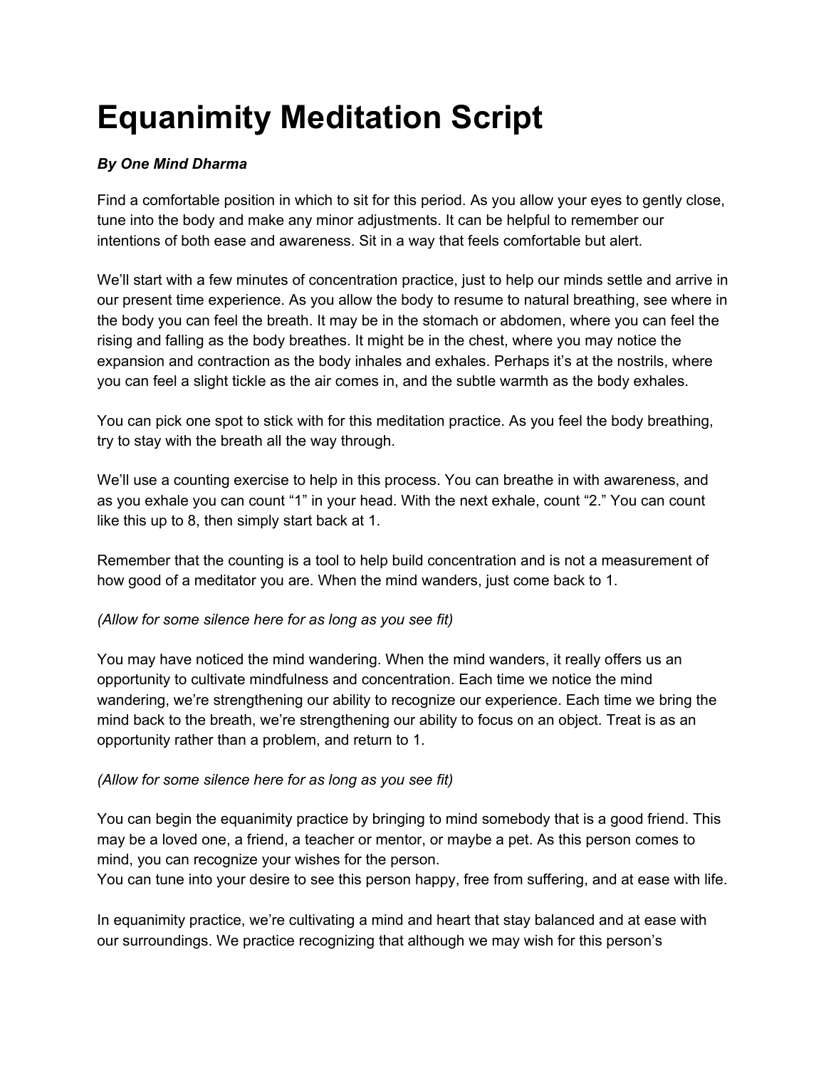# Equanimity Meditation Script

***By One Mind Dharma***

Find a comfortable position in which to sit for this period. As you allow your eyes to gently close, tune into the body and make any minor adjustments. It can be helpful to remember our intentions of both ease and awareness. Sit in a way that feels comfortable but alert.

We'll start with a few minutes of concentration practice, just to help our minds settle and arrive in our present time experience. As you allow the body to resume to natural breathing, see where in the body you can feel the breath. It may be in the stomach or abdomen, where you can feel the rising and falling as the body breathes. It might be in the chest, where you may notice the expansion and contraction as the body inhales and exhales. Perhaps it's at the nostrils, where you can feel a slight tickle as the air comes in, and the subtle warmth as the body exhales.

You can pick one spot to stick with for this meditation practice. As you feel the body breathing, try to stay with the breath all the way through.

We'll use a counting exercise to help in this process. You can breathe in with awareness, and as you exhale you can count "1" in your head. With the next exhale, count "2." You can count like this up to 8, then simply start back at 1.

Remember that the counting is a tool to help build concentration and is not a measurement of how good of a meditator you are. When the mind wanders, just come back to 1.

*(Allow for some silence here for as long as you see fit)*

You may have noticed the mind wandering. When the mind wanders, it really offers us an opportunity to cultivate mindfulness and concentration. Each time we notice the mind wandering, we're strengthening our ability to recognize our experience. Each time we bring the mind back to the breath, we're strengthening our ability to focus on an object. Treat is as an opportunity rather than a problem, and return to 1.

*(Allow for some silence here for as long as you see fit)*

You can begin the equanimity practice by bringing to mind somebody that is a good friend. This may be a loved one, a friend, a teacher or mentor, or maybe a pet. As this person comes to mind, you can recognize your wishes for the person.
You can tune into your desire to see this person happy, free from suffering, and at ease with life.

In equanimity practice, we're cultivating a mind and heart that stay balanced and at ease with our surroundings. We practice recognizing that although we may wish for this person's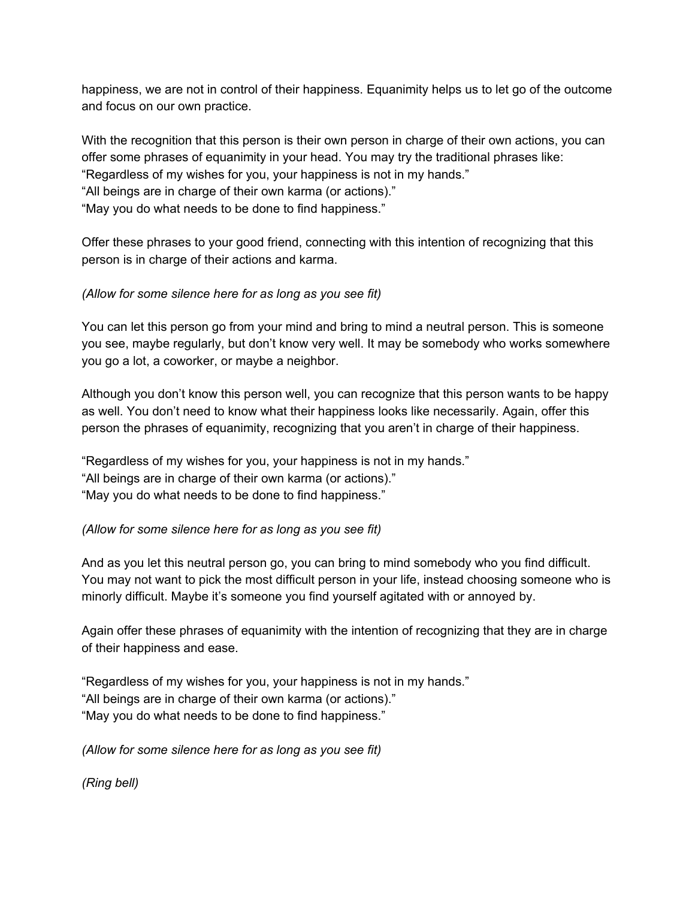happiness, we are not in control of their happiness. Equanimity helps us to let go of the outcome and focus on our own practice.

With the recognition that this person is their own person in charge of their own actions, you can offer some phrases of equanimity in your head. You may try the traditional phrases like:
"Regardless of my wishes for you, your happiness is not in my hands."
"All beings are in charge of their own karma (or actions)."
"May you do what needs to be done to find happiness."

Offer these phrases to your good friend, connecting with this intention of recognizing that this person is in charge of their actions and karma.

*(Allow for some silence here for as long as you see fit)*

You can let this person go from your mind and bring to mind a neutral person. This is someone you see, maybe regularly, but don't know very well. It may be somebody who works somewhere you go a lot, a coworker, or maybe a neighbor.

Although you don't know this person well, you can recognize that this person wants to be happy as well. You don't need to know what their happiness looks like necessarily. Again, offer this person the phrases of equanimity, recognizing that you aren't in charge of their happiness.

"Regardless of my wishes for you, your happiness is not in my hands."
"All beings are in charge of their own karma (or actions)."
"May you do what needs to be done to find happiness."

*(Allow for some silence here for as long as you see fit)*

And as you let this neutral person go, you can bring to mind somebody who you find difficult. You may not want to pick the most difficult person in your life, instead choosing someone who is minorly difficult. Maybe it's someone you find yourself agitated with or annoyed by.

Again offer these phrases of equanimity with the intention of recognizing that they are in charge of their happiness and ease.

"Regardless of my wishes for you, your happiness is not in my hands."
"All beings are in charge of their own karma (or actions)."
"May you do what needs to be done to find happiness."

*(Allow for some silence here for as long as you see fit)*

*(Ring bell)*